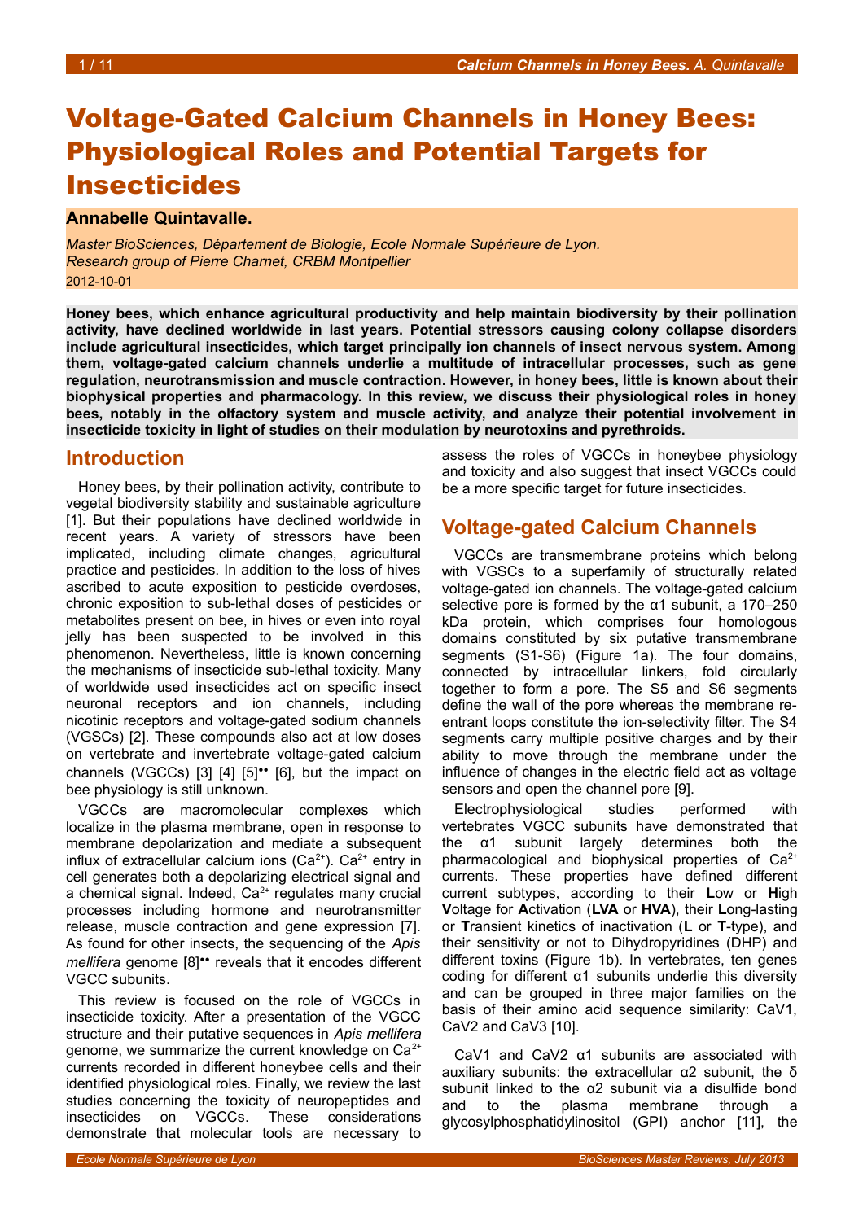# Voltage-Gated Calcium Channels in Honey Bees: Physiological Roles and Potential Targets for Insecticides

**Annabelle Quintavalle.**

*Master BioSciences, Département de Biologie, Ecole Normale Supérieure de Lyon.*
*Research group of Pierre Charnet, CRBM Montpellier*
2012-10-01

**Honey bees, which enhance agricultural productivity and help maintain biodiversity by their pollination activity, have declined worldwide in last years. Potential stressors causing colony collapse disorders include agricultural insecticides, which target principally ion channels of insect nervous system. Among them, voltage-gated calcium channels underlie a multitude of intracellular processes, such as gene regulation, neurotransmission and muscle contraction. However, in honey bees, little is known about their biophysical properties and pharmacology. In this review, we discuss their physiological roles in honey bees, notably in the olfactory system and muscle activity, and analyze their potential involvement in insecticide toxicity in light of studies on their modulation by neurotoxins and pyrethroids.**

## Introduction

Honey bees, by their pollination activity, contribute to vegetal biodiversity stability and sustainable agriculture [1]. But their populations have declined worldwide in recent years. A variety of stressors have been implicated, including climate changes, agricultural practice and pesticides. In addition to the loss of hives ascribed to acute exposition to pesticide overdoses, chronic exposition to sub-lethal doses of pesticides or metabolites present on bee, in hives or even into royal jelly has been suspected to be involved in this phenomenon. Nevertheless, little is known concerning the mechanisms of insecticide sub-lethal toxicity. Many of worldwide used insecticides act on specific insect neuronal receptors and ion channels, including nicotinic receptors and voltage-gated sodium channels (VGSCs) [2]. These compounds also act at low doses on vertebrate and invertebrate voltage-gated calcium channels (VGCCs) [3] [4] [5]•• [6], but the impact on bee physiology is still unknown.

VGCCs are macromolecular complexes which localize in the plasma membrane, open in response to membrane depolarization and mediate a subsequent influx of extracellular calcium ions ($Ca^{2+}$). $Ca^{2+}$ entry in cell generates both a depolarizing electrical signal and a chemical signal. Indeed, $Ca^{2+}$ regulates many crucial processes including hormone and neurotransmitter release, muscle contraction and gene expression [7]. As found for other insects, the sequencing of the *Apis mellifera* genome [8]•• reveals that it encodes different VGCC subunits.

This review is focused on the role of VGCCs in insecticide toxicity. After a presentation of the VGCC structure and their putative sequences in *Apis mellifera* genome, we summarize the current knowledge on $Ca^{2+}$ currents recorded in different honeybee cells and their identified physiological roles. Finally, we review the last studies concerning the toxicity of neuropeptides and insecticides on VGCCs. These considerations demonstrate that molecular tools are necessary to assess the roles of VGCCs in honeybee physiology and toxicity and also suggest that insect VGCCs could be a more specific target for future insecticides.

## Voltage-gated Calcium Channels

VGCCs are transmembrane proteins which belong with VGSCs to a superfamily of structurally related voltage-gated ion channels. The voltage-gated calcium selective pore is formed by the α1 subunit, a 170–250 kDa protein, which comprises four homologous domains constituted by six putative transmembrane segments (S1-S6) (Figure 1a). The four domains, connected by intracellular linkers, fold circularly together to form a pore. The S5 and S6 segments define the wall of the pore whereas the membrane re-entrant loops constitute the ion-selectivity filter. The S4 segments carry multiple positive charges and by their ability to move through the membrane under the influence of changes in the electric field act as voltage sensors and open the channel pore [9].

Electrophysiological studies performed with vertebrates VGCC subunits have demonstrated that the α1 subunit largely determines both the pharmacological and biophysical properties of $Ca^{2+}$ currents. These properties have defined different current subtypes, according to their **L**ow or **H**igh **V**oltage for **A**ctivation (**LVA** or **HVA**), their **L**ong-lasting or **T**ransient kinetics of inactivation (**L** or **T**-type), and their sensitivity or not to Dihydropyridines (DHP) and different toxins (Figure 1b). In vertebrates, ten genes coding for different α1 subunits underlie this diversity and can be grouped in three major families on the basis of their amino acid sequence similarity: CaV1, CaV2 and CaV3 [10].

CaV1 and CaV2 α1 subunits are associated with auxiliary subunits: the extracellular α2 subunit, the δ subunit linked to the α2 subunit via a disulfide bond and to the plasma membrane through a glycosylphosphatidylinositol (GPI) anchor [11], the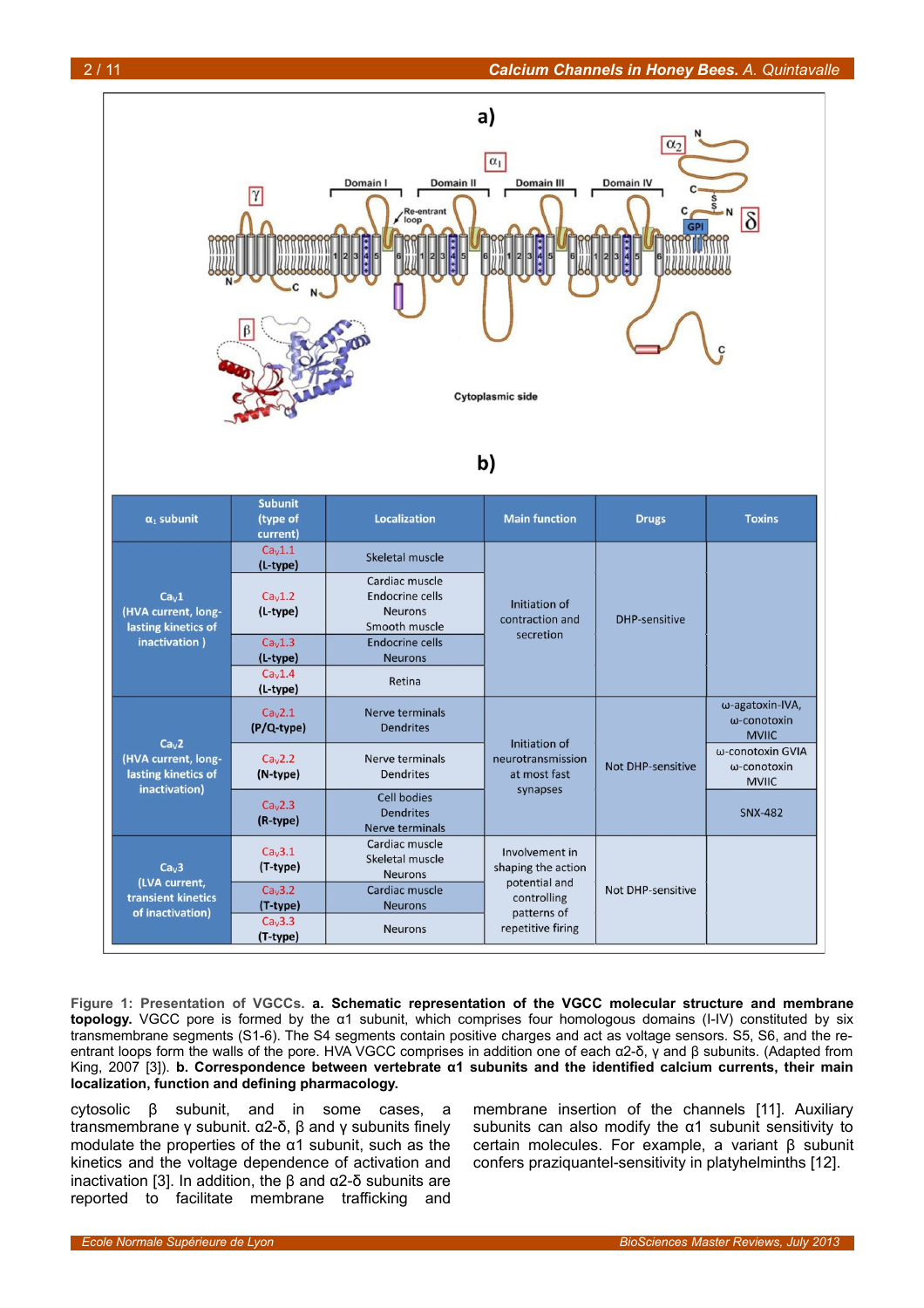**a)**

**b)**

| $\alpha_1$ subunit | Subunit (type of current) | Localization | Main function | Drugs | Toxins |
|---|---|---|---|---|---|
| $Ca_v1$ (HVA current, long-lasting kinetics of inactivation ) | $Ca_v1.1$ (L-type) | Skeletal muscle | Initiation of contraction and secretion | DHP-sensitive | |
| | $Ca_v1.2$ (L-type) | Cardiac muscle Endocrine cells Neurons Smooth muscle | | | |
| | $Ca_v1.3$ (L-type) | Endocrine cells Neurons | | | |
| | $Ca_v1.4$ (L-type) | Retina | | | |
| $Ca_v2$ (HVA current, long-lasting kinetics of inactivation) | $Ca_v2.1$ (P/Q-type) | Nerve terminals Dendrites | Initiation of neurotransmission at most fast synapses | Not DHP-sensitive | ω-agatoxin-IVA, ω-conotoxin MVIIC |
| | $Ca_v2.2$ (N-type) | Nerve terminals Dendrites | | | ω-conotoxin GVIA ω-conotoxin MVIIC |
| | $Ca_v2.3$ (R-type) | Cell bodies Dendrites Nerve terminals | | | SNX-482 |
| $Ca_v3$ (LVA current, transient kinetics of inactivation) | $Ca_v3.1$ (T-type) | Cardiac muscle Skeletal muscle Neurons | Involvement in shaping the action potential and controlling patterns of repetitive firing | Not DHP-sensitive | |
| | $Ca_v3.2$ (T-type) | Cardiac muscle Neurons | | | |
| | $Ca_v3.3$ (T-type) | Neurons | | | |

**Figure 1: Presentation of VGCCs. a. Schematic representation of the VGCC molecular structure and membrane topology.** VGCC pore is formed by the α1 subunit, which comprises four homologous domains (I-IV) constituted by six transmembrane segments (S1-6). The S4 segments contain positive charges and act as voltage sensors. S5, S6, and the re-entrant loops form the walls of the pore. HVA VGCC comprises in addition one of each α2-δ, γ and β subunits. (Adapted from King, 2007 [3]). **b. Correspondence between vertebrate α1 subunits and the identified calcium currents, their main localization, function and defining pharmacology.**

cytosolic β subunit, and in some cases, a transmembrane γ subunit. α2-δ, β and γ subunits finely modulate the properties of the α1 subunit, such as the kinetics and the voltage dependence of activation and inactivation [3]. In addition, the β and α2-δ subunits are reported to facilitate membrane trafficking and membrane insertion of the channels [11]. Auxiliary subunits can also modify the α1 subunit sensitivity to certain molecules. For example, a variant β subunit confers praziquantel-sensitivity in platyhelminths [12].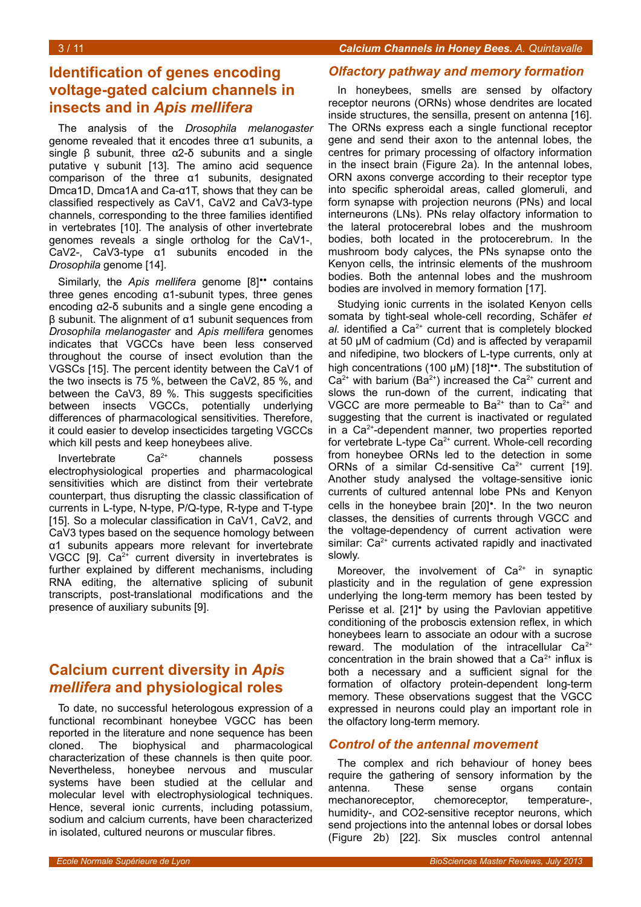## Identification of genes encoding voltage-gated calcium channels in insects and in *Apis mellifera*

The analysis of the *Drosophila melanogaster* genome revealed that it encodes three α1 subunits, a single β subunit, three α2-δ subunits and a single putative γ subunit [13]. The amino acid sequence comparison of the three α1 subunits, designated Dmca1D, Dmca1A and Ca-α1T, shows that they can be classified respectively as CaV1, CaV2 and CaV3-type channels, corresponding to the three families identified in vertebrates [10]. The analysis of other invertebrate genomes reveals a single ortholog for the CaV1-, CaV2-, CaV3-type α1 subunits encoded in the *Drosophila* genome [14].

Similarly, the *Apis mellifera* genome [8]•• contains three genes encoding α1-subunit types, three genes encoding α2-δ subunits and a single gene encoding a β subunit. The alignment of α1 subunit sequences from *Drosophila melanogaster* and *Apis mellifera* genomes indicates that VGCCs have been less conserved throughout the course of insect evolution than the VGSCs [15]. The percent identity between the CaV1 of the two insects is 75 %, between the CaV2, 85 %, and between the CaV3, 89 %. This suggests specificities between insects VGCCs, potentially underlying differences of pharmacological sensitivities. Therefore, it could easier to develop insecticides targeting VGCCs which kill pests and keep honeybees alive.

Invertebrate $Ca^{2+}$ channels possess electrophysiological properties and pharmacological sensitivities which are distinct from their vertebrate counterpart, thus disrupting the classic classification of currents in L-type, N-type, P/Q-type, R-type and T-type [15]. So a molecular classification in CaV1, CaV2, and CaV3 types based on the sequence homology between α1 subunits appears more relevant for invertebrate VGCC [9]. $Ca^{2+}$ current diversity in invertebrates is further explained by different mechanisms, including RNA editing, the alternative splicing of subunit transcripts, post-translational modifications and the presence of auxiliary subunits [9].

## Calcium current diversity in *Apis mellifera* and physiological roles

To date, no successful heterologous expression of a functional recombinant honeybee VGCC has been reported in the literature and none sequence has been cloned. The biophysical and pharmacological characterization of these channels is then quite poor. Nevertheless, honeybee nervous and muscular systems have been studied at the cellular and molecular level with electrophysiological techniques. Hence, several ionic currents, including potassium, sodium and calcium currents, have been characterized in isolated, cultured neurons or muscular fibres.

### *Olfactory pathway and memory formation*

In honeybees, smells are sensed by olfactory receptor neurons (ORNs) whose dendrites are located inside structures, the sensilla, present on antenna [16]. The ORNs express each a single functional receptor gene and send their axon to the antennal lobes, the centres for primary processing of olfactory information in the insect brain (Figure 2a). In the antennal lobes, ORN axons converge according to their receptor type into specific spheroidal areas, called glomeruli, and form synapse with projection neurons (PNs) and local interneurons (LNs). PNs relay olfactory information to the lateral protocerebral lobes and the mushroom bodies, both located in the protocerebrum. In the mushroom body calyces, the PNs synapse onto the Kenyon cells, the intrinsic elements of the mushroom bodies. Both the antennal lobes and the mushroom bodies are involved in memory formation [17].

Studying ionic currents in the isolated Kenyon cells somata by tight-seal whole-cell recording, Schäfer *et al.* identified a $Ca^{2+}$ current that is completely blocked at 50 µM of cadmium (Cd) and is affected by verapamil and nifedipine, two blockers of L-type currents, only at high concentrations (100 µM) [18]••. The substitution of $Ca^{2+}$ with barium ($Ba^{2+}$) increased the $Ca^{2+}$ current and slows the run-down of the current, indicating that VGCC are more permeable to $Ba^{2+}$ than to $Ca^{2+}$ and suggesting that the current is inactivated or regulated in a $Ca^{2+}$-dependent manner, two properties reported for vertebrate L-type $Ca^{2+}$ current. Whole-cell recording from honeybee ORNs led to the detection in some ORNs of a similar Cd-sensitive $Ca^{2+}$ current [19]. Another study analysed the voltage-sensitive ionic currents of cultured antennal lobe PNs and Kenyon cells in the honeybee brain [20]•. In the two neuron classes, the densities of currents through VGCC and the voltage-dependency of current activation were similar: $Ca^{2+}$ currents activated rapidly and inactivated slowly.

Moreover, the involvement of $Ca^{2+}$ in synaptic plasticity and in the regulation of gene expression underlying the long-term memory has been tested by Perisse et al. [21]• by using the Pavlovian appetitive conditioning of the proboscis extension reflex, in which honeybees learn to associate an odour with a sucrose reward. The modulation of the intracellular $Ca^{2+}$ concentration in the brain showed that a $Ca^{2+}$ influx is both a necessary and a sufficient signal for the formation of olfactory protein-dependent long-term memory. These observations suggest that the VGCC expressed in neurons could play an important role in the olfactory long-term memory.

### *Control of the antennal movement*

The complex and rich behaviour of honey bees require the gathering of sensory information by the antenna. These sense organs contain mechanoreceptor, chemoreceptor, temperature-, humidity-, and CO2-sensitive receptor neurons, which send projections into the antennal lobes or dorsal lobes (Figure 2b) [22]. Six muscles control antennal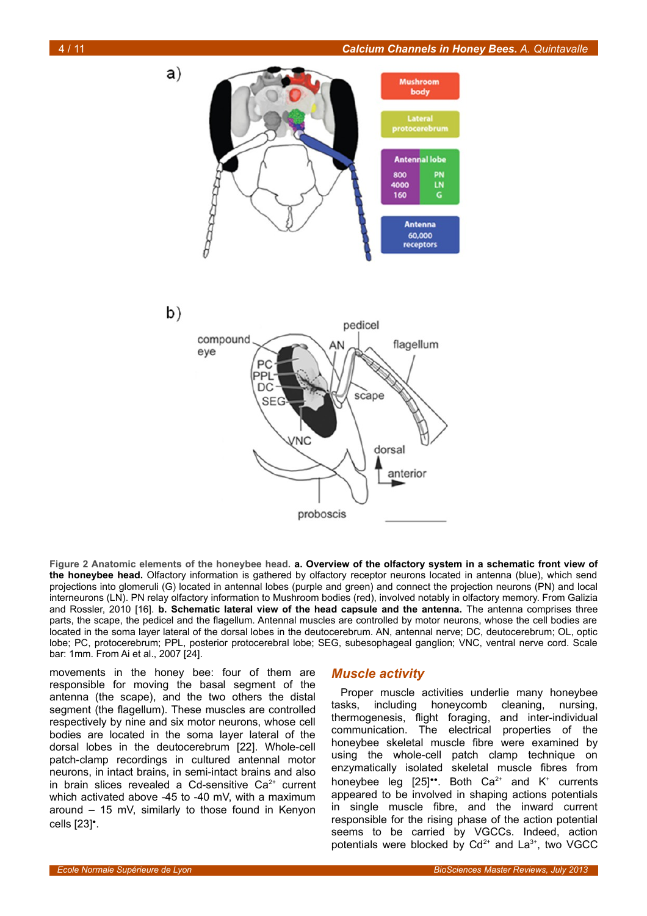a)

Mushroom body

Lateral protocerebrum

Antennal lobe
800 PN
4000 LN
160 G

Antenna
60,000 receptors

b)

compound eye
PC
PPL
DC
SEG
VNC
AN
pedicel
flagellum
scape
dorsal
anterior
proboscis

**Figure 2 Anatomic elements of the honeybee head. a. Overview of the olfactory system in a schematic front view of the honeybee head.** Olfactory information is gathered by olfactory receptor neurons located in antenna (blue), which send projections into glomeruli (G) located in antennal lobes (purple and green) and connect the projection neurons (PN) and local interneurons (LN). PN relay olfactory information to Mushroom bodies (red), involved notably in olfactory memory. From Galizia and Rossler, 2010 [16]. **b. Schematic lateral view of the head capsule and the antenna.** The antenna comprises three parts, the scape, the pedicel and the flagellum. Antennal muscles are controlled by motor neurons, whose the cell bodies are located in the soma layer lateral of the dorsal lobes in the deutocerebrum. AN, antennal nerve; DC, deutocerebrum; OL, optic lobe; PC, protocerebrum; PPL, posterior protocerebral lobe; SEG, subesophageal ganglion; VNC, ventral nerve cord. Scale bar: 1mm. From Ai et al., 2007 [24].

movements in the honey bee: four of them are responsible for moving the basal segment of the antenna (the scape), and the two others the distal segment (the flagellum). These muscles are controlled respectively by nine and six motor neurons, whose cell bodies are located in the soma layer lateral of the dorsal lobes in the deutocerebrum [22]. Whole-cell patch-clamp recordings in cultured antennal motor neurons, in intact brains, in semi-intact brains and also in brain slices revealed a Cd-sensitive $Ca^{2+}$ current which activated above -45 to -40 mV, with a maximum around – 15 mV, similarly to those found in Kenyon cells [23]•.

## *Muscle activity*

Proper muscle activities underlie many honeybee tasks, including honeycomb cleaning, nursing, thermogenesis, flight foraging, and inter-individual communication. The electrical properties of the honeybee skeletal muscle fibre were examined by using the whole-cell patch clamp technique on enzymatically isolated skeletal muscle fibres from honeybee leg [25]••. Both $Ca^{2+}$ and $K^{+}$ currents appeared to be involved in shaping actions potentials in single muscle fibre, and the inward current responsible for the rising phase of the action potential seems to be carried by VGCCs. Indeed, action potentials were blocked by $Cd^{2+}$ and $La^{3+}$, two VGCC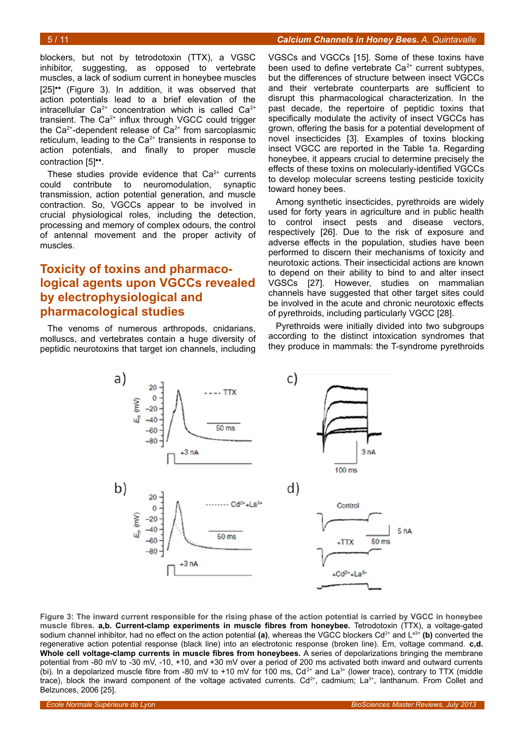blockers, but not by tetrodotoxin (TTX), a VGSC inhibitor, suggesting, as opposed to vertebrate muscles, a lack of sodium current in honeybee muscles [25]•• (Figure 3). In addition, it was observed that action potentials lead to a brief elevation of the intracellular $Ca^{2+}$ concentration which is called $Ca^{2+}$ transient. The $Ca^{2+}$ influx through VGCC could trigger the $Ca^{2+}$-dependent release of $Ca^{2+}$ from sarcoplasmic reticulum, leading to the $Ca^{2+}$ transients in response to action potentials, and finally to proper muscle contraction [5]••.

These studies provide evidence that $Ca^{2+}$ currents could contribute to neuromodulation, synaptic transmission, action potential generation, and muscle contraction. So, VGCCs appear to be involved in crucial physiological roles, including the detection, processing and memory of complex odours, the control of antennal movement and the proper activity of muscles.

## Toxicity of toxins and pharmacological agents upon VGCCs revealed by electrophysiological and pharmacological studies

The venoms of numerous arthropods, cnidarians, molluscs, and vertebrates contain a huge diversity of peptidic neurotoxins that target ion channels, including VGSCs and VGCCs [15]. Some of these toxins have been used to define vertebrate $Ca^{2+}$ current subtypes, but the differences of structure between insect VGCCs and their vertebrate counterparts are sufficient to disrupt this pharmacological characterization. In the past decade, the repertoire of peptidic toxins that specifically modulate the activity of insect VGCCs has grown, offering the basis for a potential development of novel insecticides [3]. Examples of toxins blocking insect VGCC are reported in the Table 1a. Regarding honeybee, it appears crucial to determine precisely the effects of these toxins on molecularly-identified VGCCs to develop molecular screens testing pesticide toxicity toward honey bees.

Among synthetic insecticides, pyrethroids are widely used for forty years in agriculture and in public health to control insect pests and disease vectors, respectively [26]. Due to the risk of exposure and adverse effects in the population, studies have been performed to discern their mechanisms of toxicity and neurotoxic actions. Their insecticidal actions are known to depend on their ability to bind to and alter insect VGSCs [27]. However, studies on mammalian channels have suggested that other target sites could be involved in the acute and chronic neurotoxic effects of pyrethroids, including particularly VGCC [28].

Pyrethroids were initially divided into two subgroups according to the distinct intoxication syndromes that they produce in mammals: the T-syndrome pyrethroids

a)
20
0
−20
−40
−60
−80
$E_m$ (mV)
TTX
50 ms
+3 nA

b)
20
0
−20
−40
−60
−80
$E_m$ (mV)
$Cd^{2+}$+$La^{3+}$
50 ms
+3 nA

c)
3 nA
100 ms

d)
Control
+TTX
$+Cd^{2+}+La^{3+}$
5 nA
50 ms

**Figure 3: The inward current responsible for the rising phase of the action potential is carried by VGCC in honeybee muscle fibres. a,b. Current-clamp experiments in muscle fibres from honeybee.** Tetrodotoxin (TTX), a voltage-gated sodium channel inhibitor, had no effect on the action potential **(a)**, whereas the VGCC blockers $Cd^{2+}$ and $L^{a3+}$ **(b)** converted the regenerative action potential response (black line) into an electrotonic response (broken line). Em, voltage command. **c,d. Whole cell voltage-clamp currents in muscle fibres from honeybees.** A series of depolarizations bringing the membrane potential from -80 mV to -30 mV, -10, +10, and +30 mV over a period of 200 ms activated both inward and outward currents (bi). In a depolarized muscle fibre from -80 mV to +10 mV for 100 ms, $Cd^{2+}$ and $La^{3+}$ (lower trace), contrary to TTX (middle trace), block the inward component of the voltage activated currents. $Cd^{2+}$, cadmium; $La^{3+}$, lanthanum. From Collet and Belzunces, 2006 [25].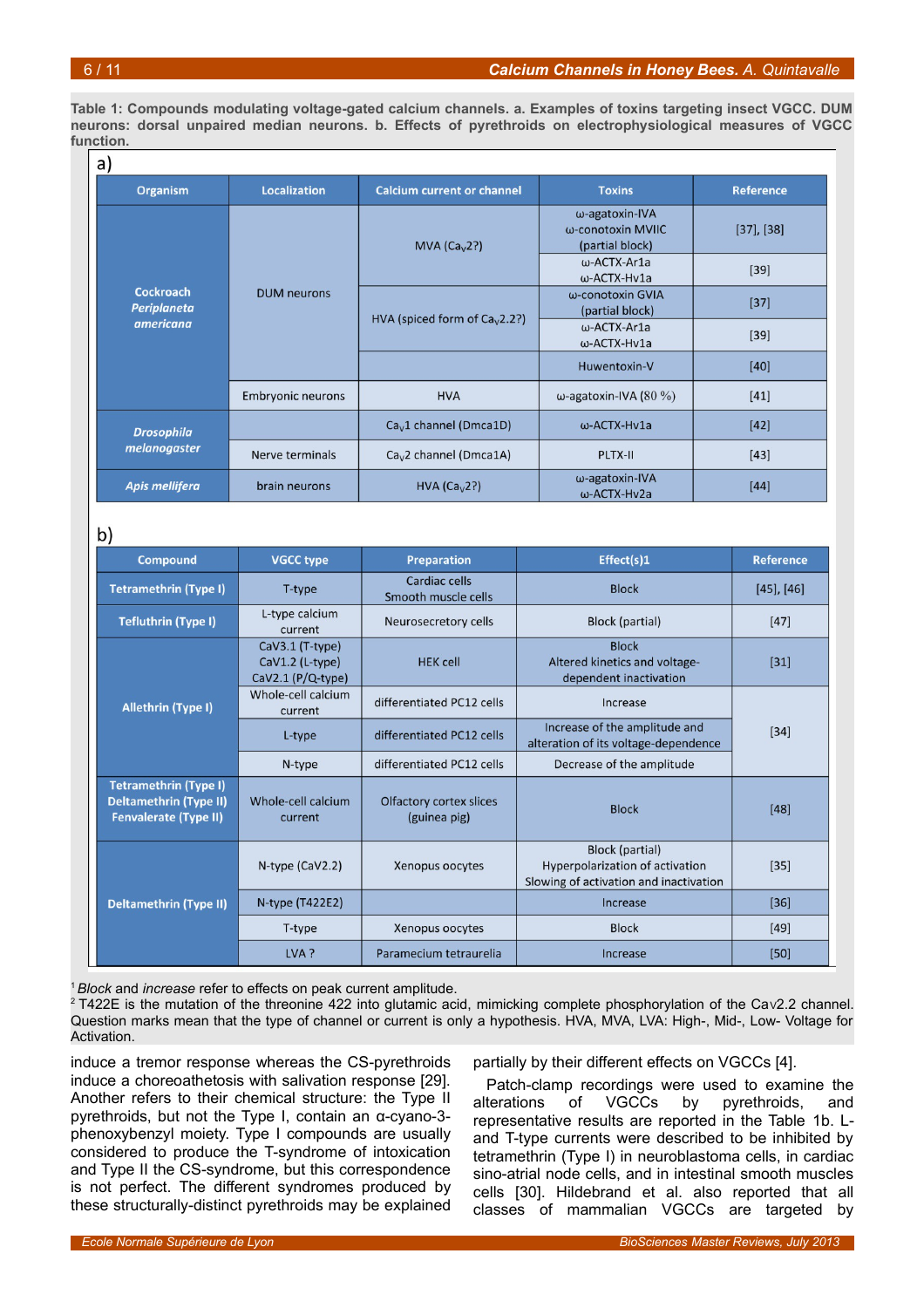**Table 1: Compounds modulating voltage-gated calcium channels. a. Examples of toxins targeting insect VGCC. DUM neurons: dorsal unpaired median neurons. b. Effects of pyrethroids on electrophysiological measures of VGCC function.**

a)

| Organism | Localization | Calcium current or channel | Toxins | Reference |
|---|---|---|---|---|
| **Cockroach *Periplaneta americana*** | DUM neurons | MVA ($Ca_V2$?) | ω-agatoxin-IVA ω-conotoxin MVIIC (partial block) | [37], [38] |
| | | | ω-ACTX-Ar1a ω-ACTX-Hv1a | [39] |
| | | HVA (spiced form of $Ca_V2.2$?) | ω-conotoxin GVIA (partial block) | [37] |
| | | | ω-ACTX-Ar1a ω-ACTX-Hv1a | [39] |
| | | | Huwentoxin-V | [40] |
| | Embryonic neurons | HVA | ω-agatoxin-IVA (80 %) | [41] |
| ***Drosophila melanogaster*** | | $Ca_V1$ channel (Dmca1D) | ω-ACTX-Hv1a | [42] |
| | Nerve terminals | $Ca_V2$ channel (Dmca1A) | PLTX-II | [43] |
| ***Apis mellifera*** | brain neurons | HVA ($Ca_V2$?) | ω-agatoxin-IVA ω-ACTX-Hv2a | [44] |

b)

| Compound | VGCC type | Preparation | Effect(s)1 | Reference |
|---|---|---|---|---|
| **Tetramethrin (Type I)** | T-type | Cardiac cells Smooth muscle cells | Block | [45], [46] |
| **Tefluthrin (Type I)** | L-type calcium current | Neurosecretory cells | Block (partial) | [47] |
| **Allethrin (Type I)** | CaV3.1 (T-type) CaV1.2 (L-type) CaV2.1 (P/Q-type) | HEK cell | Block Altered kinetics and voltage-dependent inactivation | [31] |
| | Whole-cell calcium current | differentiated PC12 cells | Increase | [34] |
| | L-type | differentiated PC12 cells | Increase of the amplitude and alteration of its voltage-dependence | |
| | N-type | differentiated PC12 cells | Decrease of the amplitude | |
| **Tetramethrin (Type I) Deltamethrin (Type II) Fenvalerate (Type II)** | Whole-cell calcium current | Olfactory cortex slices (guinea pig) | Block | [48] |
| **Deltamethrin (Type II)** | N-type (CaV2.2) | Xenopus oocytes | Block (partial) Hyperpolarization of activation Slowing of activation and inactivation | [35] |
| | N-type (T422E2) | | Increase | [36] |
| | T-type | Xenopus oocytes | Block | [49] |
| | LVA ? | Paramecium tetraurelia | Increase | [50] |

[1] *Block* and *increase* refer to effects on peak current amplitude.
[2] T422E is the mutation of the threonine 422 into glutamic acid, mimicking complete phosphorylation of the Caᵥ2.2 channel. Question marks mean that the type of channel or current is only a hypothesis. HVA, MVA, LVA: High-, Mid-, Low- Voltage for Activation.

induce a tremor response whereas the CS-pyrethroids induce a choreoathetosis with salivation response [29]. Another refers to their chemical structure: the Type II pyrethroids, but not the Type I, contain an α-cyano-3-phenoxybenzyl moiety. Type I compounds are usually considered to produce the T-syndrome of intoxication and the Type II the CS-syndrome, but this correspondence is not perfect. The different syndromes produced by these structurally-distinct pyrethroids may be explained partially by their different effects on VGCCs [4].

Patch-clamp recordings were used to examine the alterations of VGCCs by pyrethroids, and representative results are reported in the Table 1b. L- and T-type currents were described to be inhibited by tetramethrin (Type I) in neuroblastoma cells, in cardiac sino-atrial node cells, and in intestinal smooth muscles cells [30]. Hildebrand et al. also reported that all classes of mammalian VGCCs are targeted by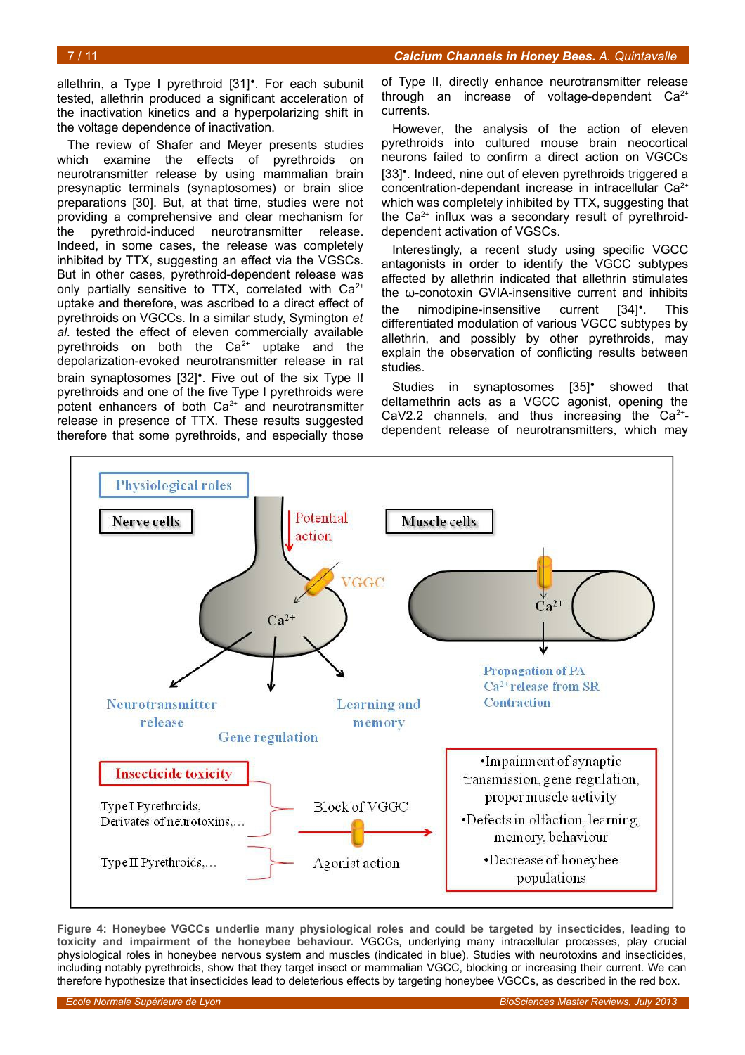allethrin, a Type I pyrethroid [31]•. For each subunit tested, allethrin produced a significant acceleration of the inactivation kinetics and a hyperpolarizing shift in the voltage dependence of inactivation.

The review of Shafer and Meyer presents studies which examine the effects of pyrethroids on neurotransmitter release by using mammalian brain presynaptic terminals (synaptosomes) or brain slice preparations [30]. But, at that time, studies were not providing a comprehensive and clear mechanism for the pyrethroid-induced neurotransmitter release. Indeed, in some cases, the release was completely inhibited by TTX, suggesting an effect via the VGSCs. But in other cases, pyrethroid-dependent release was only partially sensitive to TTX, correlated with $Ca^{2+}$ uptake and therefore, was ascribed to a direct effect of pyrethroids on VGCCs. In a similar study, Symington *et al.* tested the effect of eleven commercially available pyrethroids on both the $Ca^{2+}$ uptake and the depolarization-evoked neurotransmitter release in rat brain synaptosomes [32]•. Five out of the six Type II pyrethroids and one of the five Type I pyrethroids were potent enhancers of both $Ca^{2+}$ and neurotransmitter release in presence of TTX. These results suggested therefore that some pyrethroids, and especially those of Type II, directly enhance neurotransmitter release through an increase of voltage-dependent $Ca^{2+}$ currents.

However, the analysis of the action of eleven pyrethroids into cultured mouse brain neocortical neurons failed to confirm a direct action on VGCCs [33]•. Indeed, nine out of eleven pyrethroids triggered a concentration-dependant increase in intracellular $Ca^{2+}$ which was completely inhibited by TTX, suggesting that the $Ca^{2+}$ influx was a secondary result of pyrethroid-dependent activation of VGSCs.

Interestingly, a recent study using specific VGCC antagonists in order to identify the VGCC subtypes affected by allethrin indicated that allethrin stimulates the ω-conotoxin GVIA-insensitive current and inhibits the nimodipine-insensitive current [34]•. This differentiated modulation of various VGCC subtypes by allethrin, and possibly by other pyrethroids, may explain the observation of conflicting results between studies.

Studies in synaptosomes [35]• showed that deltamethrin acts as a VGCC agonist, opening the CaV2.2 channels, and thus increasing the $Ca^{2+}$-dependent release of neurotransmitters, which may

Physiological roles

Nerve cells

Potential action

VGCC

$Ca^{2+}$

Neurotransmitter release

Gene regulation

Learning and memory

Muscle cells

$Ca^{2+}$

Propagation of PA

$Ca^{2+}$ release from SR

Contraction

Insecticide toxicity

Type I Pyrethroids, Derivates of neurotoxins,...

Block of VGGC

Type II Pyrethroids,...

Agonist action

•Impairment of synaptic transmission, gene regulation, proper muscle activity

•Defects in olfaction, learning, memory, behaviour

•Decrease of honeybee populations

**Figure 4: Honeybee VGCCs underlie many physiological roles and could be targeted by insecticides, leading to toxicity and impairment of the honeybee behaviour.** VGCCs, underlying many intracellular processes, play crucial physiological roles in honeybee nervous system and muscles (indicated in blue). Studies with neurotoxins and insecticides, including notably pyrethroids, show that they target insect or mammalian VGCC, blocking or increasing their current. We can therefore hypothesize that insecticides lead to deleterious effects by targeting honeybee VGCCs, as described in the red box.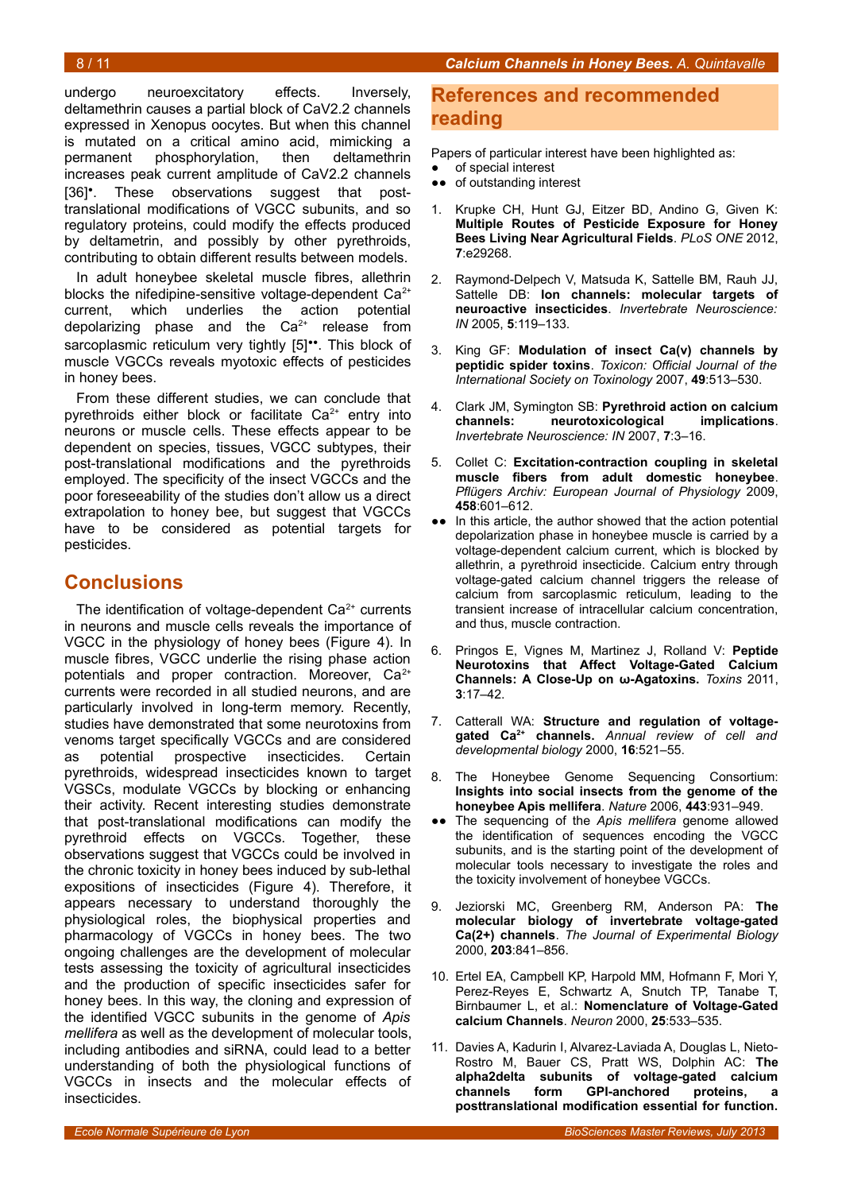undergo neuroexcitatory effects. Inversely, deltamethrin causes a partial block of CaV2.2 channels expressed in Xenopus oocytes. But when this channel is mutated on a critical amino acid, mimicking a permanent phosphorylation, then deltamethrin increases peak current amplitude of CaV2.2 channels [36]•. These observations suggest that post-translational modifications of VGCC subunits, and so regulatory proteins, could modify the effects produced by deltametrin, and possibly by other pyrethroids, contributing to obtain different results between models.

In adult honeybee skeletal muscle fibres, allethrin blocks the nifedipine-sensitive voltage-dependent $Ca^{2+}$ current, which underlies the action potential depolarizing phase and the $Ca^{2+}$ release from sarcoplasmic reticulum very tightly [5]••. This block of muscle VGCCs reveals myotoxic effects of pesticides in honey bees.

From these different studies, we can conclude that pyrethroids either block or facilitate $Ca^{2+}$ entry into neurons or muscle cells. These effects appear to be dependent on species, tissues, VGCC subtypes, their post-translational modifications and the pyrethroids employed. The specificity of the insect VGCCs and the poor foreseeability of the studies don't allow us a direct extrapolation to honey bee, but suggest that VGCCs have to be considered as potential targets for pesticides.

## Conclusions

The identification of voltage-dependent $Ca^{2+}$ currents in neurons and muscle cells reveals the importance of VGCC in the physiology of honey bees (Figure 4). In muscle fibres, VGCC underlie the rising phase action potentials and proper contraction. Moreover, $Ca^{2+}$ currents were recorded in all studied neurons, and are particularly involved in long-term memory. Recently, studies have demonstrated that some neurotoxins from venoms target specifically VGCCs and are considered as potential prospective insecticides. Certain pyrethroids, widespread insecticides known to target VGSCs, modulate VGCCs by blocking or enhancing their activity. Recent interesting studies demonstrate that post-translational modifications can modify the pyrethroid effects on VGCCs. Together, these observations suggest that VGCCs could be involved in the chronic toxicity in honey bees induced by sub-lethal expositions of insecticides (Figure 4). Therefore, it appears necessary to understand thoroughly the physiological roles, the biophysical properties and pharmacology of VGCCs in honey bees. The two ongoing challenges are the development of molecular tests assessing the toxicity of agricultural insecticides and the production of specific insecticides safer for honey bees. In this way, the cloning and expression of the identified VGCC subunits in the genome of *Apis mellifera* as well as the development of molecular tools, including antibodies and siRNA, could lead to a better understanding of both the physiological functions of VGCCs in insects and the molecular effects of insecticides.

## References and recommended reading

Papers of particular interest have been highlighted as:
- • of special interest
- •• of outstanding interest

1. Krupke CH, Hunt GJ, Eitzer BD, Andino G, Given K: **Multiple Routes of Pesticide Exposure for Honey Bees Living Near Agricultural Fields**. *PLoS ONE* 2012, **7**:e29268.

2. Raymond-Delpech V, Matsuda K, Sattelle BM, Rauh JJ, Sattelle DB: **Ion channels: molecular targets of neuroactive insecticides**. *Invertebrate Neuroscience: IN* 2005, **5**:119–133.

3. King GF: **Modulation of insect Ca(v) channels by peptidic spider toxins**. *Toxicon: Official Journal of the International Society on Toxinology* 2007, **49**:513–530.

4. Clark JM, Symington SB: **Pyrethroid action on calcium channels: neurotoxicological implications**. *Invertebrate Neuroscience: IN* 2007, **7**:3–16.

5. Collet C: **Excitation-contraction coupling in skeletal muscle fibers from adult domestic honeybee**. *Pflügers Archiv: European Journal of Physiology* 2009, **458**:601–612.

   •• In this article, the author showed that the action potential depolarization phase in honeybee muscle is carried by a voltage-dependent calcium current, which is blocked by allethrin, a pyrethroid insecticide. Calcium entry through voltage-gated calcium channel triggers the release of calcium from sarcoplasmic reticulum, leading to the transient increase of intracellular calcium concentration, and thus, muscle contraction.

6. Pringos E, Vignes M, Martinez J, Rolland V: **Peptide Neurotoxins that Affect Voltage-Gated Calcium Channels: A Close-Up on ω-Agatoxins.** *Toxins* 2011, **3**:17–42.

7. Catterall WA: **Structure and regulation of voltage-gated $Ca^{2+}$ channels.** *Annual review of cell and developmental biology* 2000, **16**:521–55.

8. The Honeybee Genome Sequencing Consortium: **Insights into social insects from the genome of the honeybee Apis mellifera**. *Nature* 2006, **443**:931–949.

   •• The sequencing of the *Apis mellifera* genome allowed the identification of sequences encoding the VGCC subunits, and is the starting point of the development of molecular tools necessary to investigate the roles and the toxicity involvement of honeybee VGCCs.

9. Jeziorski MC, Greenberg RM, Anderson PA: **The molecular biology of invertebrate voltage-gated Ca(2+) channels**. *The Journal of Experimental Biology* 2000, **203**:841–856.

10. Ertel EA, Campbell KP, Harpold MM, Hofmann F, Mori Y, Perez-Reyes E, Schwartz A, Snutch TP, Tanabe T, Birnbaumer L, et al.: **Nomenclature of Voltage-Gated calcium Channels**. *Neuron* 2000, **25**:533–535.

11. Davies A, Kadurin I, Alvarez-Laviada A, Douglas L, Nieto-Rostro M, Bauer CS, Pratt WS, Dolphin AC: **The alpha2delta subunits of voltage-gated calcium channels form GPI-anchored proteins, a posttranslational modification essential for function.**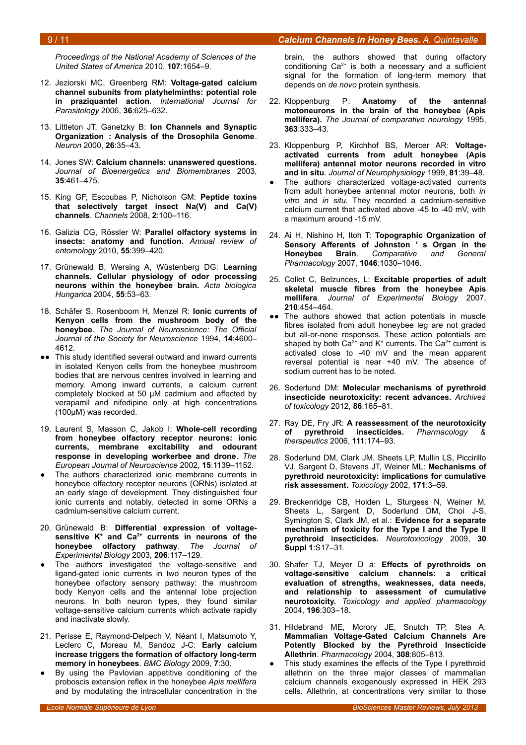*Proceedings of the National Academy of Sciences of the United States of America* 2010, **107**:1654–9.

12. Jeziorski MC, Greenberg RM: **Voltage-gated calcium channel subunits from platyhelminths: potential role in praziquantel action**. *International Journal for Parasitology* 2006, **36**:625–632.

13. Littleton JT, Ganetzky B: **Ion Channels and Synaptic Organization : Analysis of the Drosophila Genome**. *Neuron* 2000, **26**:35–43.

14. Jones SW: **Calcium channels: unanswered questions.** *Journal of Bioenergetics and Biomembranes* 2003, **35**:461–475.

15. King GF, Escoubas P, Nicholson GM: **Peptide toxins that selectively target insect Na(V) and Ca(V) channels**. *Channels* 2008, **2**:100–116.

16. Galizia CG, Rössler W: **Parallel olfactory systems in insects: anatomy and function.** *Annual review of entomology* 2010, **55**:399–420.

17. Grünewald B, Wersing A, Wüstenberg DG: **Learning channels. Cellular physiology of odor processing neurons within the honeybee brain.** *Acta biologica Hungarica* 2004, **55**:53–63.

18. Schäfer S, Rosenboom H, Menzel R: **Ionic currents of Kenyon cells from the mushroom body of the honeybee**. *The Journal of Neuroscience: The Official Journal of the Society for Neuroscience* 1994, **14**:4600–4612.
 - ●● This study identified several outward and inward currents in isolated Kenyon cells from the honeybee mushroom bodies that are nervous centres involved in learning and memory. Among inward currents, a calcium current completely blocked at 50 μM cadmium and affected by verapamil and nifedipine only at high concentrations (100μM) was recorded.

19. Laurent S, Masson C, Jakob I: **Whole-cell recording from honeybee olfactory receptor neurons: ionic currents, membrane excitability and odourant response in developing workerbee and drone**. *The European Journal of Neuroscience* 2002, **15**:1139–1152.
 - ● The authors characterized ionic membrane currents in honeybee olfactory receptor neurons (ORNs) isolated at an early stage of development. They distinguished four ionic currents and notably, detected in some ORNs a cadmium-sensitive calcium current.

20. Grünewald B: **Differential expression of voltage-sensitive $K^+$ and $Ca^{2+}$ currents in neurons of the honeybee olfactory pathway**. *The Journal of Experimental Biology* 2003, **206**:117–129.
 - ● The authors investigated the voltage-sensitive and ligand-gated ionic currents in two neuron types of the honeybee olfactory sensory pathway: the mushroom body Kenyon cells and the antennal lobe projection neurons. In both neuron types, they found similar voltage-sensitive calcium currents which activate rapidly and inactivate slowly.

21. Perisse E, Raymond-Delpech V, Néant I, Matsumoto Y, Leclerc C, Moreau M, Sandoz J-C: **Early calcium increase triggers the formation of olfactory long-term memory in honeybees**. *BMC Biology* 2009, **7**:30.
 - ● By using the Pavlovian appetitive conditioning of the proboscis extension reflex in the honeybee *Apis mellifera* and by modulating the intracellular concentration in the brain, the authors showed that during olfactory conditioning $Ca^{2+}$ is both a necessary and a sufficient signal for the formation of long-term memory that depends on *de novo* protein synthesis.

22. Kloppenburg P: **Anatomy of the antennal motoneurons in the brain of the honeybee (Apis mellifera).** *The Journal of comparative neurology* 1995, **363**:333–43.

23. Kloppenburg P, Kirchhof BS, Mercer AR: **Voltage-activated currents from adult honeybee (Apis mellifera) antennal motor neurons recorded in vitro and in situ**. *Journal of Neurophysiology* 1999, **81**:39–48.
 - ● The authors characterized voltage-activated currents from adult honeybee antennal motor neurons, both *in vitro* and *in situ*. They recorded a cadmium-sensitive calcium current that activated above -45 to -40 mV, with a maximum around -15 mV.

24. Ai H, Nishino H, Itoh T: **Topographic Organization of Sensory Afferents of Johnston ' s Organ in the Honeybee Brain**. *Comparative and General Pharmacology* 2007, **1046**:1030–1046.

25. Collet C, Belzunces, L: **Excitable properties of adult skeletal muscle fibres from the honeybee Apis mellifera**. *Journal of Experimental Biology* 2007, **210**:454–464.
 - ●● The authors showed that action potentials in muscle fibres isolated from adult honeybee leg are not graded but all-or-none responses. These action potentials are shaped by both $Ca^{2+}$ and $K^+$ currents. The $Ca^{2+}$ current is activated close to -40 mV and the mean apparent reversal potential is near +40 mV. The absence of sodium current has to be noted.

26. Soderlund DM: **Molecular mechanisms of pyrethroid insecticide neurotoxicity: recent advances.** *Archives of toxicology* 2012, **86**:165–81.

27. Ray DE, Fry JR: **A reassessment of the neurotoxicity of pyrethroid insecticides.** *Pharmacology & therapeutics* 2006, **111**:174–93.

28. Soderlund DM, Clark JM, Sheets LP, Mullin LS, Piccirillo VJ, Sargent D, Stevens JT, Weiner ML: **Mechanisms of pyrethroid neurotoxicity: implications for cumulative risk assessment.** *Toxicology* 2002, **171**:3–59.

29. Breckenridge CB, Holden L, Sturgess N, Weiner M, Sheets L, Sargent D, Soderlund DM, Choi J-S, Symington S, Clark JM, et al.: **Evidence for a separate mechanism of toxicity for the Type I and the Type II pyrethroid insecticides.** *Neurotoxicology* 2009, **30 Suppl 1**:S17–31.

30. Shafer TJ, Meyer D a: **Effects of pyrethroids on voltage-sensitive calcium channels: a critical evaluation of strengths, weaknesses, data needs, and relationship to assessment of cumulative neurotoxicity.** *Toxicology and applied pharmacology* 2004, **196**:303–18.

31. Hildebrand ME, Mcrory JE, Snutch TP, Stea A: **Mammalian Voltage-Gated Calcium Channels Are Potently Blocked by the Pyrethroid Insecticide Allethrin**. *Pharmacology* 2004, **308**:805–813.
 - ● This study examines the effects of the Type I pyrethroid allethrin on the three major classes of mammalian calcium channels exogenously expressed in HEK 293 cells. Allethrin, at concentrations very similar to those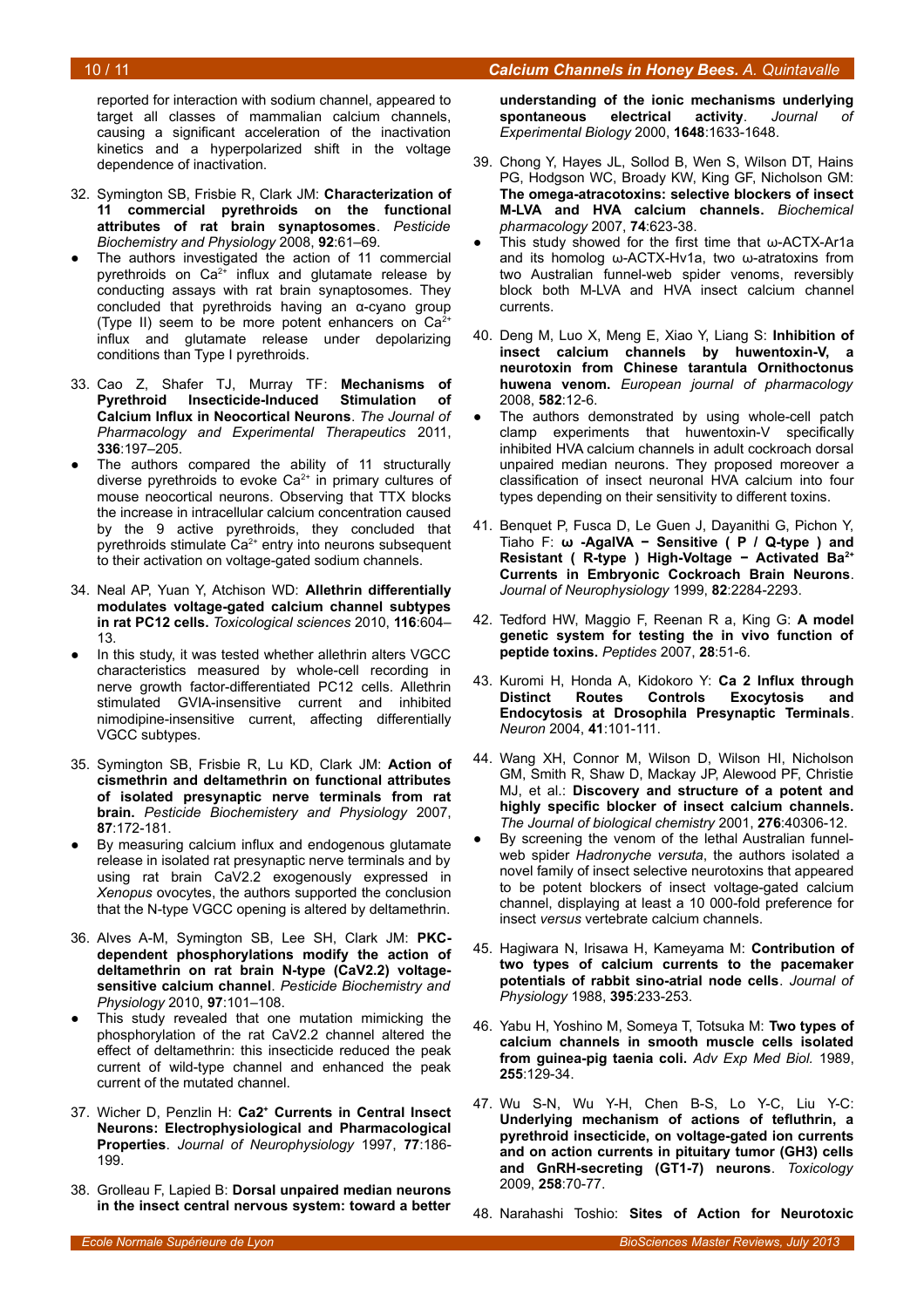reported for interaction with sodium channel, appeared to target all classes of mammalian calcium channels, causing a significant acceleration of the inactivation kinetics and a hyperpolarized shift in the voltage dependence of inactivation.

32. Symington SB, Frisbie R, Clark JM: **Characterization of 11 commercial pyrethroids on the functional attributes of rat brain synaptosomes**. *Pesticide Biochemistry and Physiology* 2008, **92**:61–69.
- The authors investigated the action of 11 commercial pyrethroids on $Ca^{2+}$ influx and glutamate release by conducting assays with rat brain synaptosomes. They concluded that pyrethroids having an α-cyano group (Type II) seem to be more potent enhancers on $Ca^{2+}$ influx and glutamate release under depolarizing conditions than Type I pyrethroids.

33. Cao Z, Shafer TJ, Murray TF: **Mechanisms of Pyrethroid Insecticide-Induced Stimulation of Calcium Influx in Neocortical Neurons**. *The Journal of Pharmacology and Experimental Therapeutics* 2011, **336**:197–205.
- The authors compared the ability of 11 structurally diverse pyrethroids to evoke $Ca^{2+}$ in primary cultures of mouse neocortical neurons. Observing that TTX blocks the increase in intracellular calcium concentration caused by the 9 active pyrethroids, they concluded that pyrethroids stimulate $Ca^{2+}$ entry into neurons subsequent to their activation on voltage-gated sodium channels.

34. Neal AP, Yuan Y, Atchison WD: **Allethrin differentially modulates voltage-gated calcium channel subtypes in rat PC12 cells.** *Toxicological sciences* 2010, **116**:604–13.
- In this study, it was tested whether allethrin alters VGCC characteristics measured by whole-cell recording in nerve growth factor-differentiated PC12 cells. Allethrin stimulated GVIA-insensitive current and inhibited nimodipine-insensitive current, affecting differentially VGCC subtypes.

35. Symington SB, Frisbie R, Lu KD, Clark JM: **Action of cismethrin and deltamethrin on functional attributes of isolated presynaptic nerve terminals from rat brain.** *Pesticide Biochemistry and Physiology* 2007, **87**:172-181.
- By measuring calcium influx and endogenous glutamate release in isolated rat presynaptic nerve terminals and by using rat brain CaV2.2 exogenously expressed in *Xenopus* ovocytes, the authors supported the conclusion that the N-type VGCC opening is altered by deltamethrin.

36. Alves A-M, Symington SB, Lee SH, Clark JM: **PKC-dependent phosphorylations modify the action of deltamethrin on rat brain N-type (CaV2.2) voltage-sensitive calcium channel**. *Pesticide Biochemistry and Physiology* 2010, **97**:101–108.
- This study revealed that one mutation mimicking the phosphorylation of the rat CaV2.2 channel altered the effect of deltamethrin: this insecticide reduced the peak current of wild-type channel and enhanced the peak current of the mutated channel.

37. Wicher D, Penzlin H: **Ca2⁺ Currents in Central Insect Neurons: Electrophysiological and Pharmacological Properties**. *Journal of Neurophysiology* 1997, **77**:186-199.

38. Grolleau F, Lapied B: **Dorsal unpaired median neurons in the insect central nervous system: toward a better understanding of the ionic mechanisms underlying spontaneous electrical activity**. *Journal of Experimental Biology* 2000, **1648**:1633-1648.

39. Chong Y, Hayes JL, Sollod B, Wen S, Wilson DT, Hains PG, Hodgson WC, Broady KW, King GF, Nicholson GM: **The omega-atracotoxins: selective blockers of insect M-LVA and HVA calcium channels.** *Biochemical pharmacology* 2007, **74**:623-38.
- This study showed for the first time that ω-ACTX-Ar1a and its homolog ω-ACTX-Hv1a, two ω-atratoxins from two Australian funnel-web spider venoms, reversibly block both M-LVA and HVA insect calcium channel currents.

40. Deng M, Luo X, Meng E, Xiao Y, Liang S: **Inhibition of insect calcium channels by huwentoxin-V, a neurotoxin from Chinese tarantula Ornithoctonus huwena venom.** *European journal of pharmacology* 2008, **582**:12-6.
- The authors demonstrated by using whole-cell patch clamp experiments that huwentoxin-V specifically inhibited HVA calcium channels in adult cockroach dorsal unpaired median neurons. They proposed moreover a classification of insect neuronal HVA calcium into four types depending on their sensitivity to different toxins.

41. Benquet P, Fusca D, Le Guen J, Dayanithi G, Pichon Y, Tiaho F: **ω -AgaIVA − Sensitive ( P / Q-type ) and Resistant ( R-type ) High-Voltage − Activated $Ba^{2+}$ Currents in Embryonic Cockroach Brain Neurons**. *Journal of Neurophysiology* 1999, **82**:2284-2293.

42. Tedford HW, Maggio F, Reenan R a, King G: **A model genetic system for testing the in vivo function of peptide toxins.** *Peptides* 2007, **28**:51-6.

43. Kuromi H, Honda A, Kidokoro Y: **Ca 2 Influx through Distinct Routes Controls Exocytosis and Endocytosis at Drosophila Presynaptic Terminals**. *Neuron* 2004, **41**:101-111.

44. Wang XH, Connor M, Wilson D, Wilson HI, Nicholson GM, Smith R, Shaw D, Mackay JP, Alewood PF, Christie MJ, et al.: **Discovery and structure of a potent and highly specific blocker of insect calcium channels.** *The Journal of biological chemistry* 2001, **276**:40306-12.
- By screening the venom of the lethal Australian funnel-web spider *Hadronyche versuta*, the authors isolated a novel family of insect selective neurotoxins that appeared to be potent blockers of insect voltage-gated calcium channel, displaying at least a 10 000-fold preference for insect *versus* vertebrate calcium channels.

45. Hagiwara N, Irisawa H, Kameyama M: **Contribution of two types of calcium currents to the pacemaker potentials of rabbit sino-atrial node cells**. *Journal of Physiology* 1988, **395**:233-253.

46. Yabu H, Yoshino M, Someya T, Totsuka M: **Two types of calcium channels in smooth muscle cells isolated from guinea-pig taenia coli.** *Adv Exp Med Biol.* 1989, **255**:129-34.

47. Wu S-N, Wu Y-H, Chen B-S, Lo Y-C, Liu Y-C: **Underlying mechanism of actions of tefluthrin, a pyrethroid insecticide, on voltage-gated ion currents and on action currents in pituitary tumor (GH3) cells and GnRH-secreting (GT1-7) neurons**. *Toxicology* 2009, **258**:70-77.

48. Narahashi Toshio: **Sites of Action for Neurotoxic**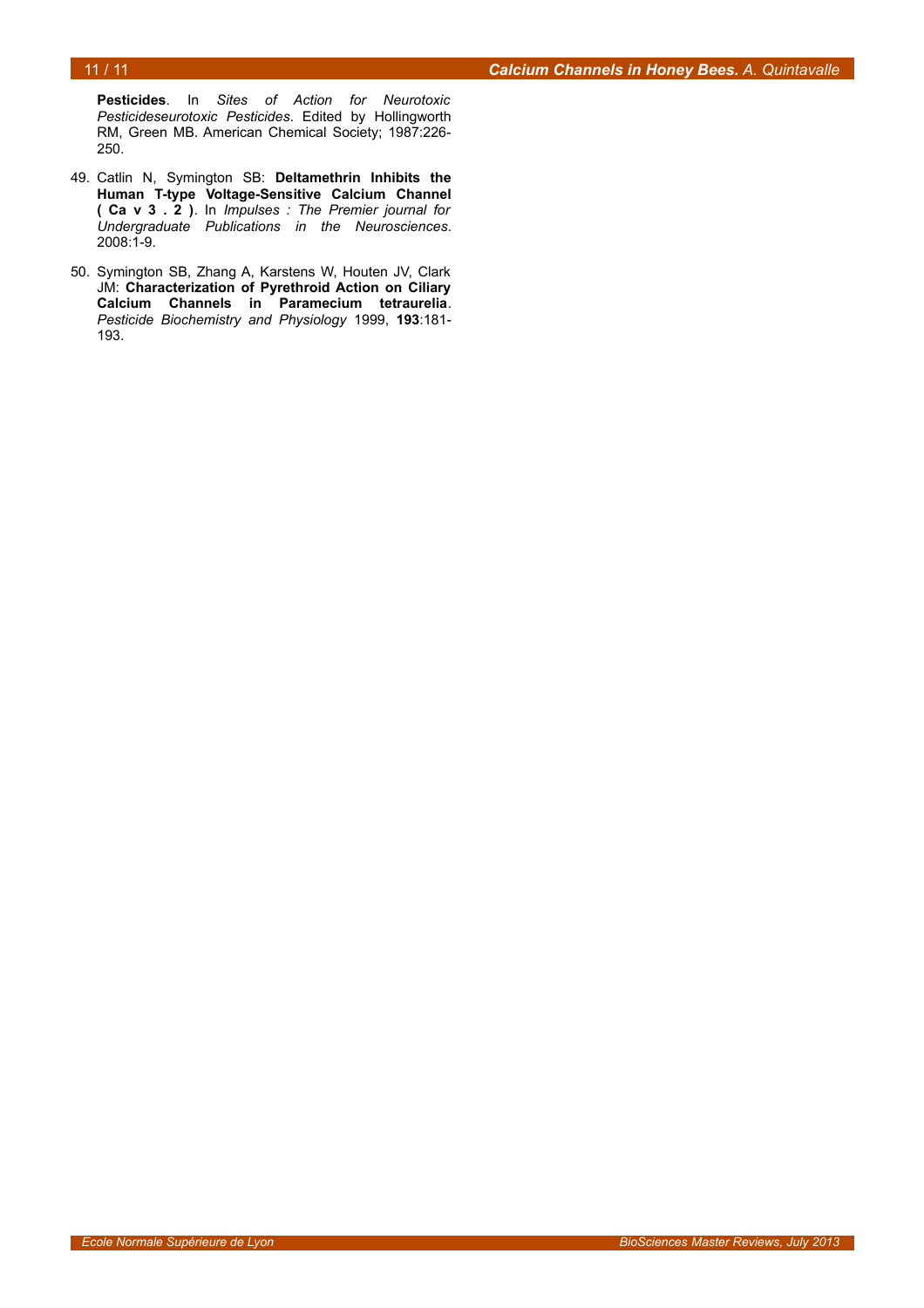**Pesticides**. In *Sites of Action for Neurotoxic Pesticideseurotoxic Pesticides*. Edited by Hollingworth RM, Green MB. American Chemical Society; 1987:226-250.

49. Catlin N, Symington SB: **Deltamethrin Inhibits the Human T-type Voltage-Sensitive Calcium Channel ( Ca v 3 . 2 )**. In *Impulses : The Premier journal for Undergraduate Publications in the Neurosciences*. 2008:1-9.

50. Symington SB, Zhang A, Karstens W, Houten JV, Clark JM: **Characterization of Pyrethroid Action on Ciliary Calcium Channels in Paramecium tetraurelia**. *Pesticide Biochemistry and Physiology* 1999, **193**:181-193.